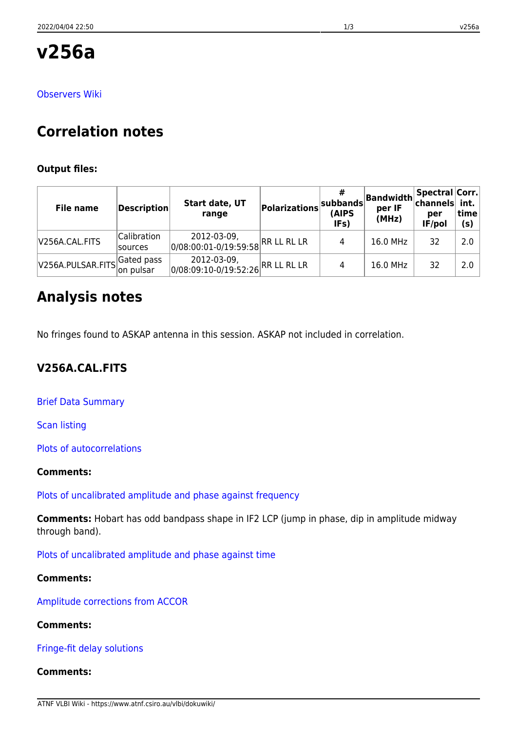# v256a

Observers Wiki

## Correlation notes

**Output files:**

| File name | Description | Start date, UT range | Polarizations | # subbands (AIPS IFs) | Bandwidth per IF (MHz) | Spectral channels per IF/pol | Corr. int. time (s) |
|---|---|---|---|---|---|---|---|
| V256A.CAL.FITS | Calibration sources | 2012-03-09, 0/08:00:01-0/19:59:58 | RR LL RL LR | 4 | 16.0 MHz | 32 | 2.0 |
| V256A.PULSAR.FITS | Gated pass on pulsar | 2012-03-09, 0/08:09:10-0/19:52:26 | RR LL RL LR | 4 | 16.0 MHz | 32 | 2.0 |

## Analysis notes

No fringes found to ASKAP antenna in this session. ASKAP not included in correlation.

### V256A.CAL.FITS

Brief Data Summary

Scan listing

Plots of autocorrelations

**Comments:**

Plots of uncalibrated amplitude and phase against frequency

**Comments:** Hobart has odd bandpass shape in IF2 LCP (jump in phase, dip in amplitude midway through band).

Plots of uncalibrated amplitude and phase against time

**Comments:**

Amplitude corrections from ACCOR

**Comments:**

Fringe-fit delay solutions

**Comments:**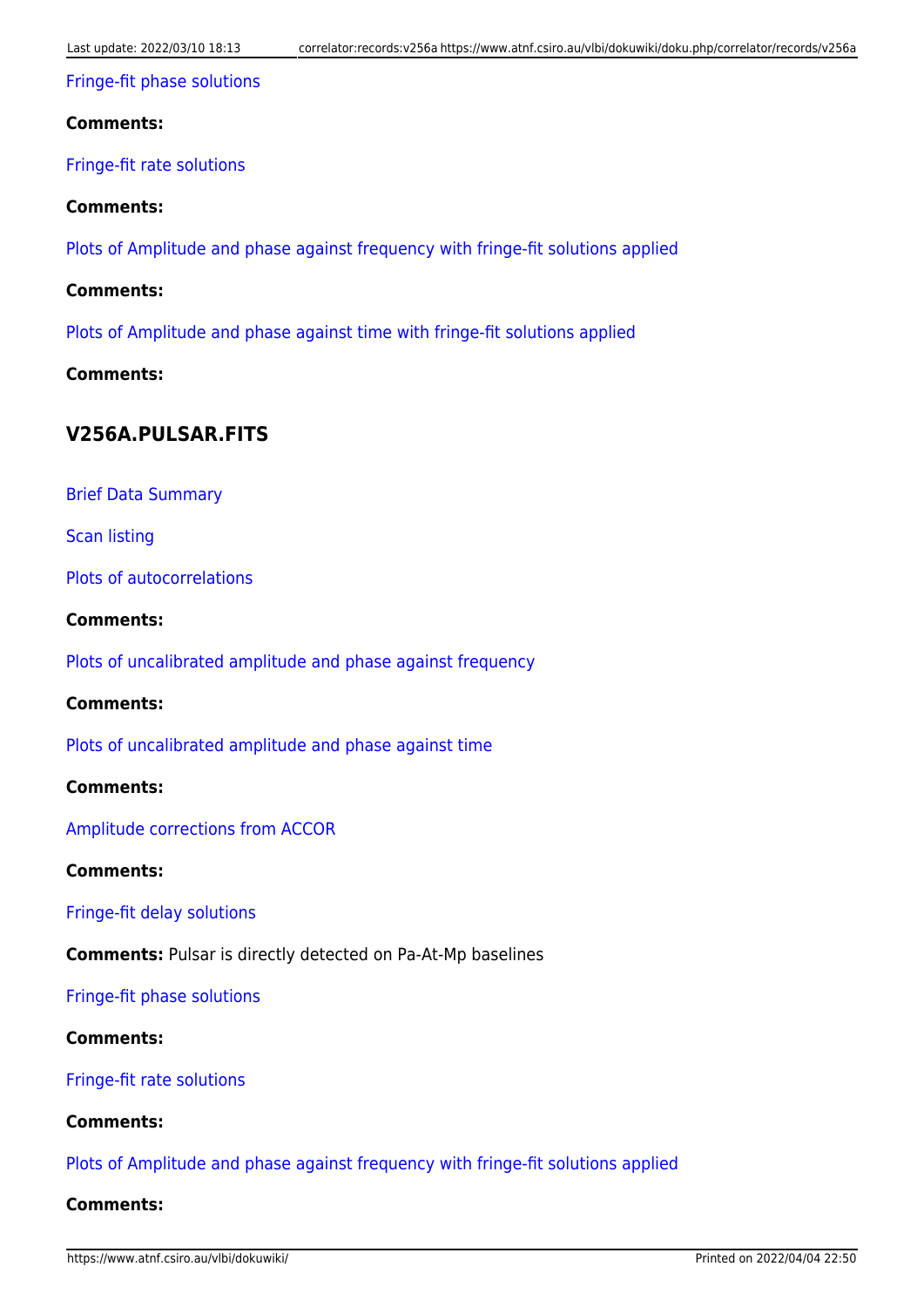Fringe-fit phase solutions

**Comments:**

Fringe-fit rate solutions

**Comments:**

Plots of Amplitude and phase against frequency with fringe-fit solutions applied

**Comments:**

Plots of Amplitude and phase against time with fringe-fit solutions applied

**Comments:**

## V256A.PULSAR.FITS

Brief Data Summary

Scan listing

Plots of autocorrelations

**Comments:**

Plots of uncalibrated amplitude and phase against frequency

**Comments:**

Plots of uncalibrated amplitude and phase against time

**Comments:**

Amplitude corrections from ACCOR

**Comments:**

Fringe-fit delay solutions

**Comments:** Pulsar is directly detected on Pa-At-Mp baselines

Fringe-fit phase solutions

**Comments:**

Fringe-fit rate solutions

**Comments:**

Plots of Amplitude and phase against frequency with fringe-fit solutions applied

**Comments:**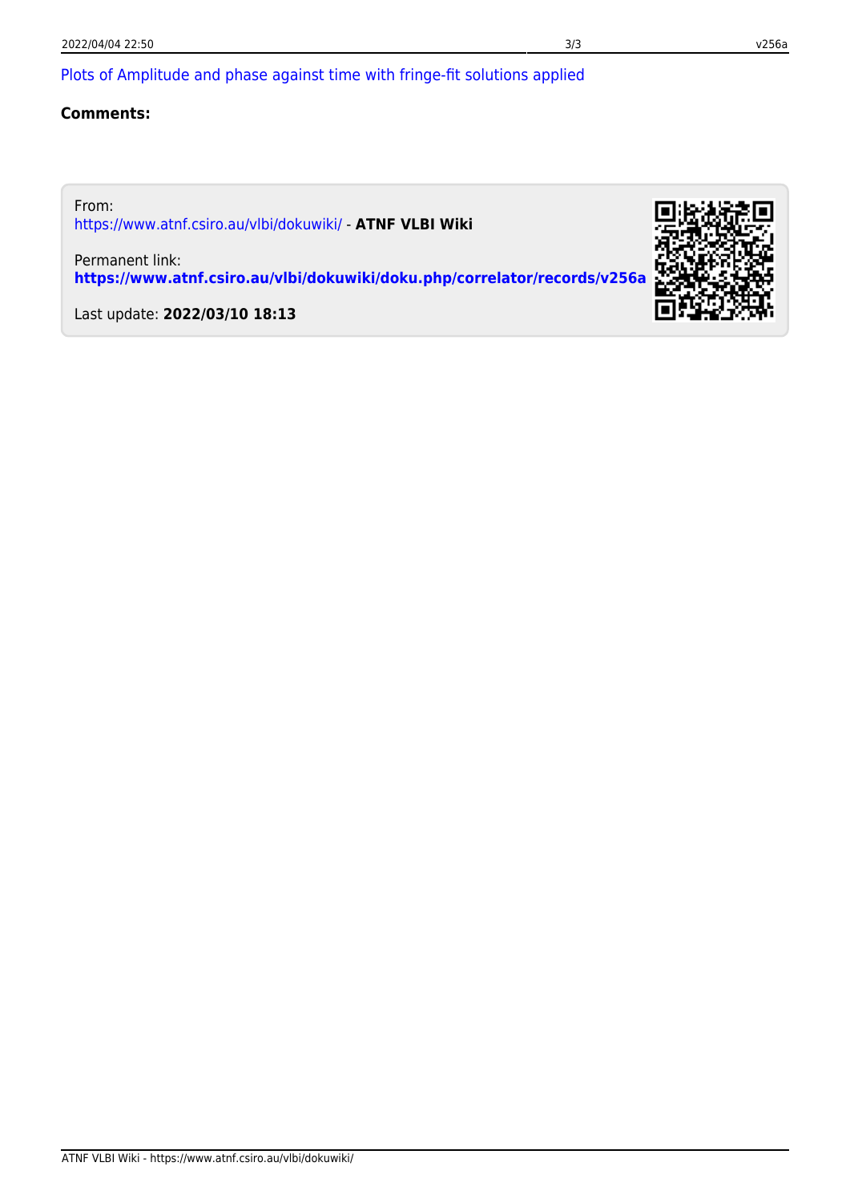Plots of Amplitude and phase against time with fringe-fit solutions applied

**Comments:**

From:
https://www.atnf.csiro.au/vlbi/dokuwiki/ - **ATNF VLBI Wiki**

Permanent link:
**https://www.atnf.csiro.au/vlbi/dokuwiki/doku.php/correlator/records/v256a**

Last update: **2022/03/10 18:13**